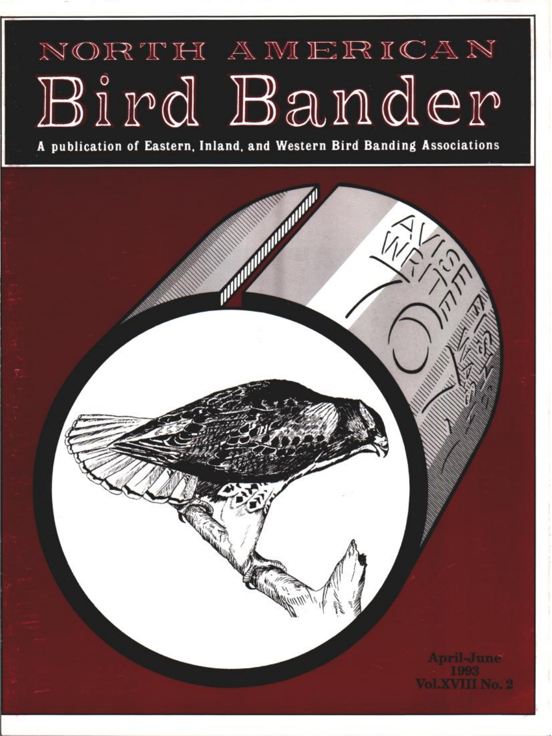# NORTH AMERICAN
# Bird Bander

**A publication of Eastern, Inland, and Western Bird Banding Associations**

**April-June 1993**
**Vol.XVIII No. 2**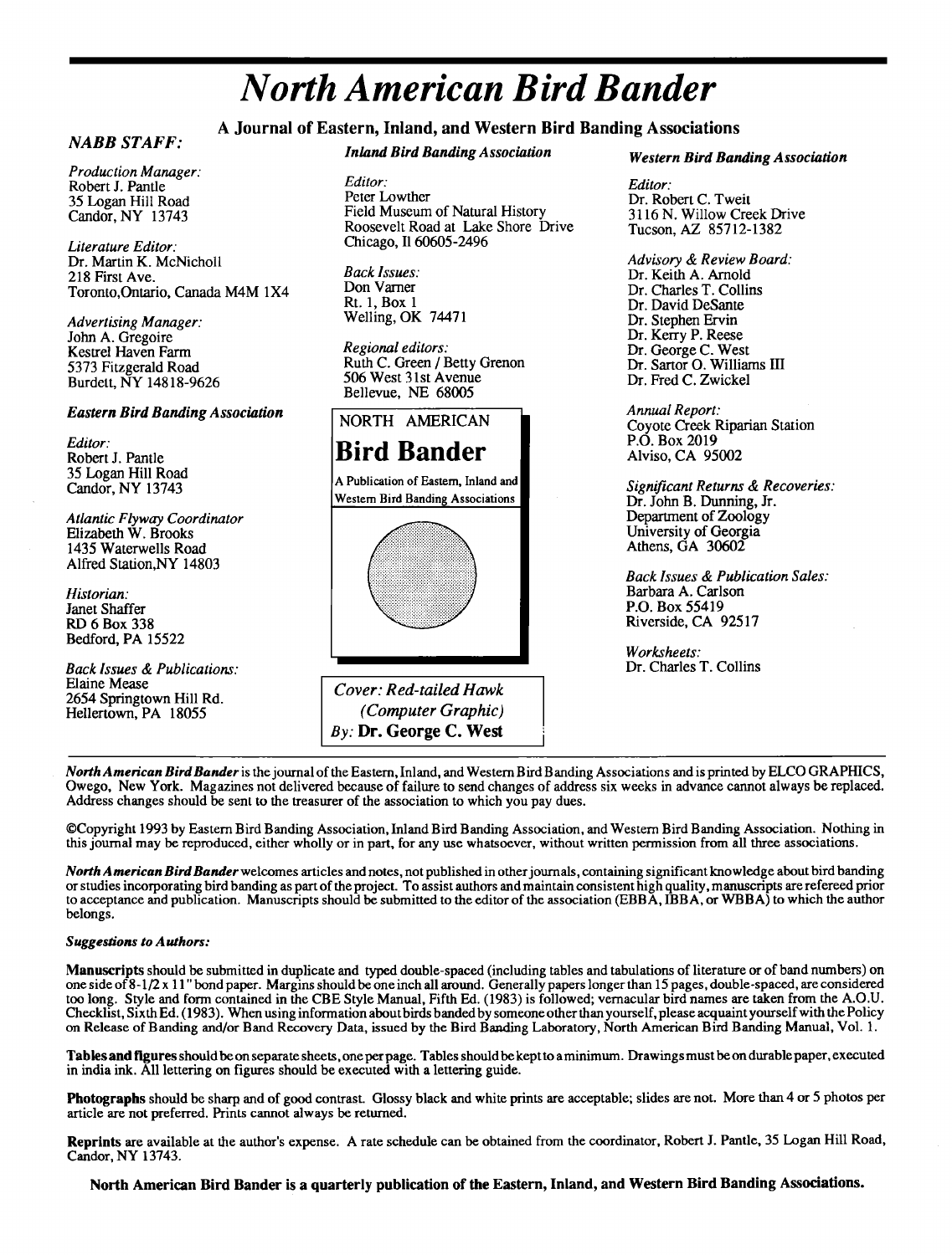# North American Bird Bander

**A Journal of Eastern, Inland, and Western Bird Banding Associations**

***NABB STAFF:***

*Production Manager:*
Robert J. Pantle
35 Logan Hill Road
Candor, NY 13743

*Literature Editor:*
Dr. Martin K. McNicholl
218 First Ave.
Toronto,Ontario, Canada M4M 1X4

*Advertising Manager:*
John A. Gregoire
Kestrel Haven Farm
5373 Fitzgerald Road
Burdett, NY 14818-9626

***Eastern Bird Banding Association***

*Editor:*
Robert J. Pantle
35 Logan Hill Road
Candor, NY 13743

*Atlantic Flyway Coordinator*
Elizabeth W. Brooks
1435 Waterwells Road
Alfred Station,NY 14803

*Historian:*
Janet Shaffer
RD 6 Box 338
Bedford, PA 15522

*Back Issues & Publications:*
Elaine Mease
2654 Springtown Hill Rd.
Hellertown, PA 18055

***Inland Bird Banding Association***

*Editor:*
Peter Lowther
Field Museum of Natural History
Roosevelt Road at Lake Shore Drive
Chicago, Il 60605-2496

*Back Issues:*
Don Varner
Rt. 1, Box 1
Welling, OK 74471

*Regional editors:*
Ruth C. Green / Betty Grenon
506 West 31st Avenue
Bellevue, NE 68005

NORTH AMERICAN
**Bird Bander**
A Publication of Eastern, Inland and Western Bird Banding Associations

*Cover: Red-tailed Hawk (Computer Graphic)*
*By:* **Dr. George C. West**

***Western Bird Banding Association***

*Editor:*
Dr. Robert C. Tweit
3116 N. Willow Creek Drive
Tucson, AZ 85712-1382

*Advisory & Review Board:*
Dr. Keith A. Arnold
Dr. Charles T. Collins
Dr. David DeSante
Dr. Stephen Ervin
Dr. Kerry P. Reese
Dr. George C. West
Dr. Sartor O. Williams III
Dr. Fred C. Zwickel

*Annual Report:*
Coyote Creek Riparian Station
P.O. Box 2019
Alviso, CA 95002

*Significant Returns & Recoveries:*
Dr. John B. Dunning, Jr.
Department of Zoology
University of Georgia
Athens, GA 30602

*Back Issues & Publication Sales:*
Barbara A. Carlson
P.O. Box 55419
Riverside, CA 92517

*Worksheets:*
Dr. Charles T. Collins

---

***North American Bird Bander*** is the journal of the Eastern, Inland, and Western Bird Banding Associations and is printed by ELCO GRAPHICS, Owego, New York. Magazines not delivered because of failure to send changes of address six weeks in advance cannot always be replaced. Address changes should be sent to the treasurer of the association to which you pay dues.

©Copyright 1993 by Eastern Bird Banding Association, Inland Bird Banding Association, and Western Bird Banding Association. Nothing in this journal may be reproduced, either wholly or in part, for any use whatsoever, without written permission from all three associations.

***North American Bird Bander*** welcomes articles and notes, not published in other journals, containing significant knowledge about bird banding or studies incorporating bird banding as part of the project. To assist authors and maintain consistent high quality, manuscripts are refereed prior to acceptance and publication. Manuscripts should be submitted to the editor of the association (EBBA, IBBA, or WBBA) to which the author belongs.

***Suggestions to Authors:***

**Manuscripts** should be submitted in duplicate and typed double-spaced (including tables and tabulations of literature or of band numbers) on one side of 8-1/2 x 11" bond paper. Margins should be one inch all around. Generally papers longer than 15 pages, double-spaced, are considered too long. Style and form contained in the CBE Style Manual, Fifth Ed. (1983) is followed; vernacular bird names are taken from the A.O.U. Checklist, Sixth Ed. (1983). When using information about birds banded by someone other than yourself, please acquaint yourself with the Policy on Release of Banding and/or Band Recovery Data, issued by the Bird Banding Laboratory, North American Bird Banding Manual, Vol. 1.

**Tables and figures** should be on separate sheets, one per page. Tables should be kept to a minimum. Drawings must be on durable paper, executed in india ink. All lettering on figures should be executed with a lettering guide.

**Photographs** should be sharp and of good contrast. Glossy black and white prints are acceptable; slides are not. More than 4 or 5 photos per article are not preferred. Prints cannot always be returned.

**Reprints** are available at the author's expense. A rate schedule can be obtained from the coordinator, Robert J. Pantle, 35 Logan Hill Road, Candor, NY 13743.

**North American Bird Bander is a quarterly publication of the Eastern, Inland, and Western Bird Banding Associations.**